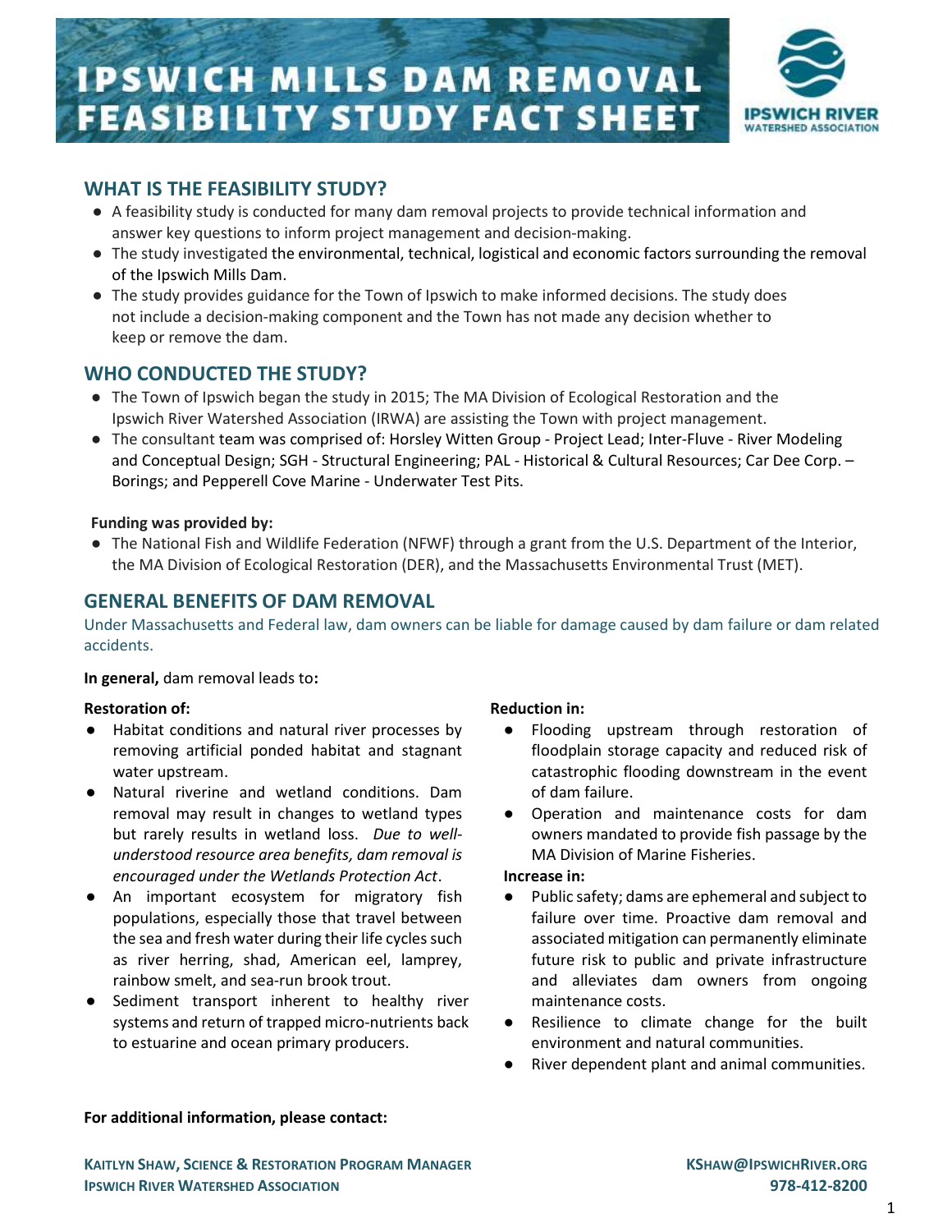# IPSWICH MILLS DAM REMOVAL FEASIBILITY STUDY FACT SHEET

IPSWICH RIVER WATERSHED ASSOCIATION

## WHAT IS THE FEASIBILITY STUDY?

- A feasibility study is conducted for many dam removal projects to provide technical information and answer key questions to inform project management and decision-making.
- The study investigated the environmental, technical, logistical and economic factors surrounding the removal of the Ipswich Mills Dam.
- The study provides guidance for the Town of Ipswich to make informed decisions. The study does not include a decision-making component and the Town has not made any decision whether to keep or remove the dam.

## WHO CONDUCTED THE STUDY?

- The Town of Ipswich began the study in 2015; The MA Division of Ecological Restoration and the Ipswich River Watershed Association (IRWA) are assisting the Town with project management.
- The consultant team was comprised of: Horsley Witten Group - Project Lead; Inter-Fluve - River Modeling and Conceptual Design; SGH - Structural Engineering; PAL - Historical & Cultural Resources; Car Dee Corp. – Borings; and Pepperell Cove Marine - Underwater Test Pits.

**Funding was provided by:**

- The National Fish and Wildlife Federation (NFWF) through a grant from the U.S. Department of the Interior, the MA Division of Ecological Restoration (DER), and the Massachusetts Environmental Trust (MET).

## GENERAL BENEFITS OF DAM REMOVAL

Under Massachusetts and Federal law, dam owners can be liable for damage caused by dam failure or dam related accidents.

**In general,** dam removal leads to**:**

**Restoration of:**

- Habitat conditions and natural river processes by removing artificial ponded habitat and stagnant water upstream.
- Natural riverine and wetland conditions. Dam removal may result in changes to wetland types but rarely results in wetland loss. *Due to well-understood resource area benefits, dam removal is encouraged under the Wetlands Protection Act*.
- An important ecosystem for migratory fish populations, especially those that travel between the sea and fresh water during their life cycles such as river herring, shad, American eel, lamprey, rainbow smelt, and sea-run brook trout.
- Sediment transport inherent to healthy river systems and return of trapped micro-nutrients back to estuarine and ocean primary producers.

**Reduction in:**

- Flooding upstream through restoration of floodplain storage capacity and reduced risk of catastrophic flooding downstream in the event of dam failure.
- Operation and maintenance costs for dam owners mandated to provide fish passage by the MA Division of Marine Fisheries.

**Increase in:**

- Public safety; dams are ephemeral and subject to failure over time. Proactive dam removal and associated mitigation can permanently eliminate future risk to public and private infrastructure and alleviates dam owners from ongoing maintenance costs.
- Resilience to climate change for the built environment and natural communities.
- River dependent plant and animal communities.

**For additional information, please contact:**

**Kaitlyn Shaw, Science & Restoration Program Manager**
**Ipswich River Watershed Association**
**KShaw@IpswichRiver.org**
**978-412-8200**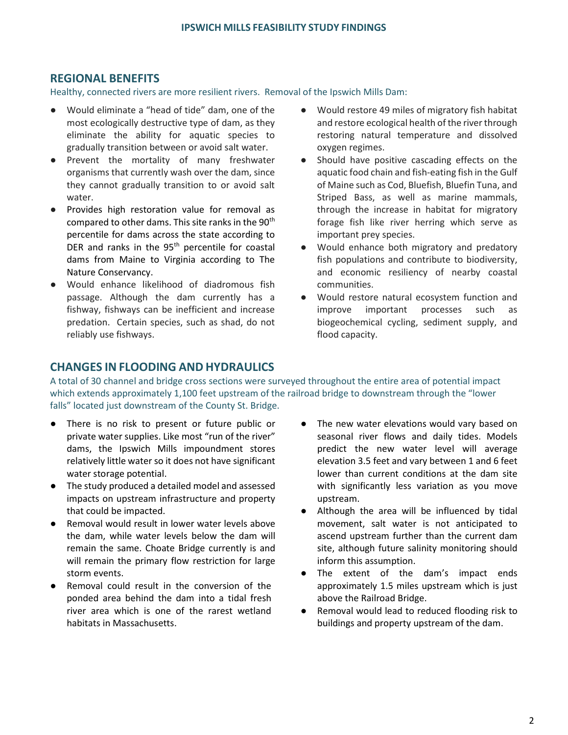## REGIONAL BENEFITS

Healthy, connected rivers are more resilient rivers. Removal of the Ipswich Mills Dam:

- Would eliminate a "head of tide" dam, one of the most ecologically destructive type of dam, as they eliminate the ability for aquatic species to gradually transition between or avoid salt water.
- Prevent the mortality of many freshwater organisms that currently wash over the dam, since they cannot gradually transition to or avoid salt water.
- Provides high restoration value for removal as compared to other dams. This site ranks in the 90th percentile for dams across the state according to DER and ranks in the 95th percentile for coastal dams from Maine to Virginia according to The Nature Conservancy.
- Would enhance likelihood of diadromous fish passage. Although the dam currently has a fishway, fishways can be inefficient and increase predation. Certain species, such as shad, do not reliably use fishways.
- Would restore 49 miles of migratory fish habitat and restore ecological health of the river through restoring natural temperature and dissolved oxygen regimes.
- Should have positive cascading effects on the aquatic food chain and fish-eating fish in the Gulf of Maine such as Cod, Bluefish, Bluefin Tuna, and Striped Bass, as well as marine mammals, through the increase in habitat for migratory forage fish like river herring which serve as important prey species.
- Would enhance both migratory and predatory fish populations and contribute to biodiversity, and economic resiliency of nearby coastal communities.
- Would restore natural ecosystem function and improve important processes such as biogeochemical cycling, sediment supply, and flood capacity.

## CHANGES IN FLOODING AND HYDRAULICS

A total of 30 channel and bridge cross sections were surveyed throughout the entire area of potential impact which extends approximately 1,100 feet upstream of the railroad bridge to downstream through the "lower falls" located just downstream of the County St. Bridge.

- There is no risk to present or future public or private water supplies. Like most "run of the river" dams, the Ipswich Mills impoundment stores relatively little water so it does not have significant water storage potential.
- The study produced a detailed model and assessed impacts on upstream infrastructure and property that could be impacted.
- Removal would result in lower water levels above the dam, while water levels below the dam will remain the same. Choate Bridge currently is and will remain the primary flow restriction for large storm events.
- Removal could result in the conversion of the ponded area behind the dam into a tidal fresh river area which is one of the rarest wetland habitats in Massachusetts.
- The new water elevations would vary based on seasonal river flows and daily tides. Models predict the new water level will average elevation 3.5 feet and vary between 1 and 6 feet lower than current conditions at the dam site with significantly less variation as you move upstream.
- Although the area will be influenced by tidal movement, salt water is not anticipated to ascend upstream further than the current dam site, although future salinity monitoring should inform this assumption.
- The extent of the dam's impact ends approximately 1.5 miles upstream which is just above the Railroad Bridge.
- Removal would lead to reduced flooding risk to buildings and property upstream of the dam.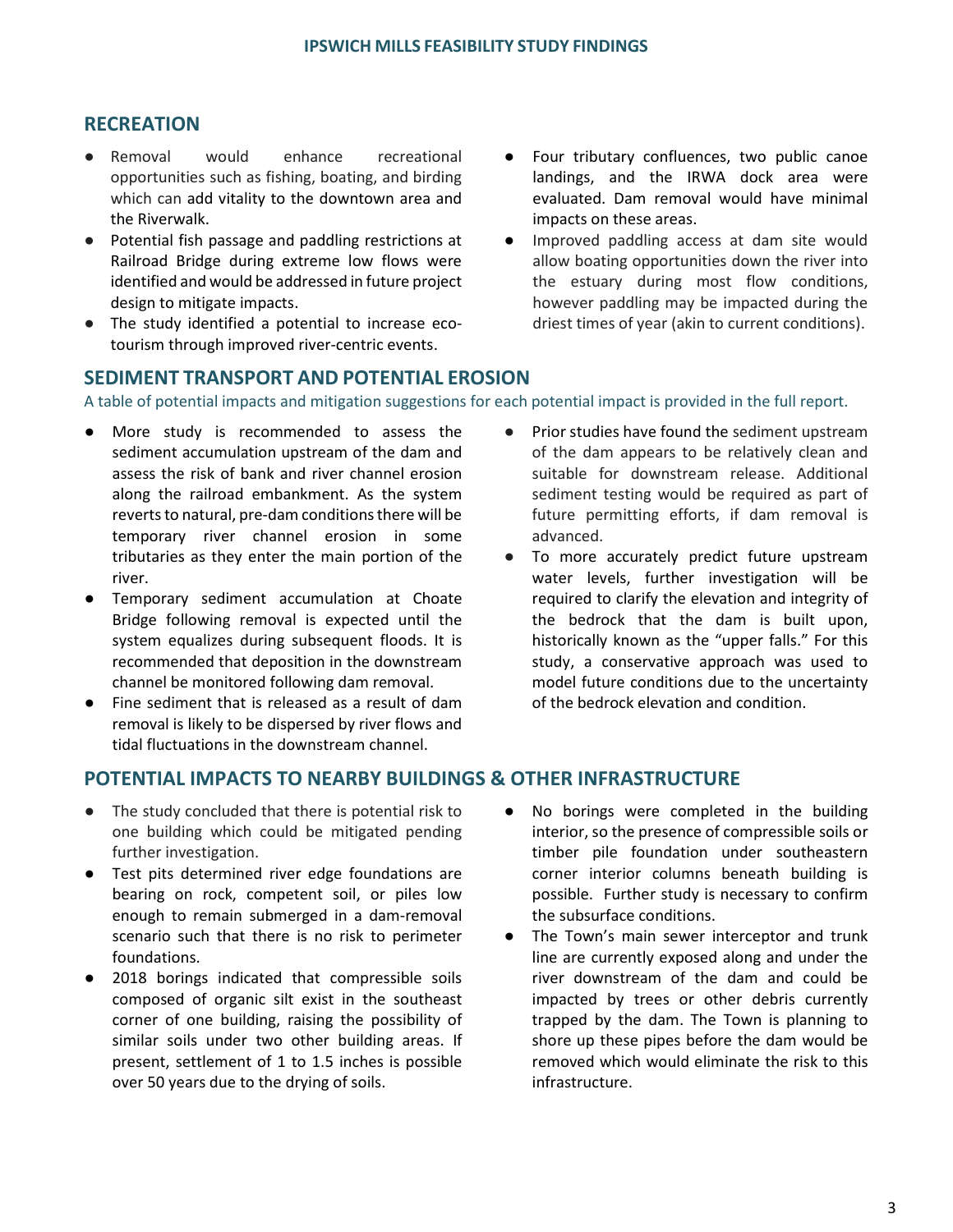## RECREATION

- Removal would enhance recreational opportunities such as fishing, boating, and birding which can add vitality to the downtown area and the Riverwalk.
- Potential fish passage and paddling restrictions at Railroad Bridge during extreme low flows were identified and would be addressed in future project design to mitigate impacts.
- The study identified a potential to increase eco-tourism through improved river-centric events.
- Four tributary confluences, two public canoe landings, and the IRWA dock area were evaluated. Dam removal would have minimal impacts on these areas.
- Improved paddling access at dam site would allow boating opportunities down the river into the estuary during most flow conditions, however paddling may be impacted during the driest times of year (akin to current conditions).

## SEDIMENT TRANSPORT AND POTENTIAL EROSION

A table of potential impacts and mitigation suggestions for each potential impact is provided in the full report.

- More study is recommended to assess the sediment accumulation upstream of the dam and assess the risk of bank and river channel erosion along the railroad embankment. As the system reverts to natural, pre-dam conditions there will be temporary river channel erosion in some tributaries as they enter the main portion of the river.
- Temporary sediment accumulation at Choate Bridge following removal is expected until the system equalizes during subsequent floods. It is recommended that deposition in the downstream channel be monitored following dam removal.
- Fine sediment that is released as a result of dam removal is likely to be dispersed by river flows and tidal fluctuations in the downstream channel.
- Prior studies have found the sediment upstream of the dam appears to be relatively clean and suitable for downstream release. Additional sediment testing would be required as part of future permitting efforts, if dam removal is advanced.
- To more accurately predict future upstream water levels, further investigation will be required to clarify the elevation and integrity of the bedrock that the dam is built upon, historically known as the "upper falls." For this study, a conservative approach was used to model future conditions due to the uncertainty of the bedrock elevation and condition.

## POTENTIAL IMPACTS TO NEARBY BUILDINGS & OTHER INFRASTRUCTURE

- The study concluded that there is potential risk to one building which could be mitigated pending further investigation.
- Test pits determined river edge foundations are bearing on rock, competent soil, or piles low enough to remain submerged in a dam-removal scenario such that there is no risk to perimeter foundations.
- 2018 borings indicated that compressible soils composed of organic silt exist in the southeast corner of one building, raising the possibility of similar soils under two other building areas. If present, settlement of 1 to 1.5 inches is possible over 50 years due to the drying of soils.
- No borings were completed in the building interior, so the presence of compressible soils or timber pile foundation under southeastern corner interior columns beneath building is possible. Further study is necessary to confirm the subsurface conditions.
- The Town's main sewer interceptor and trunk line are currently exposed along and under the river downstream of the dam and could be impacted by trees or other debris currently trapped by the dam. The Town is planning to shore up these pipes before the dam would be removed which would eliminate the risk to this infrastructure.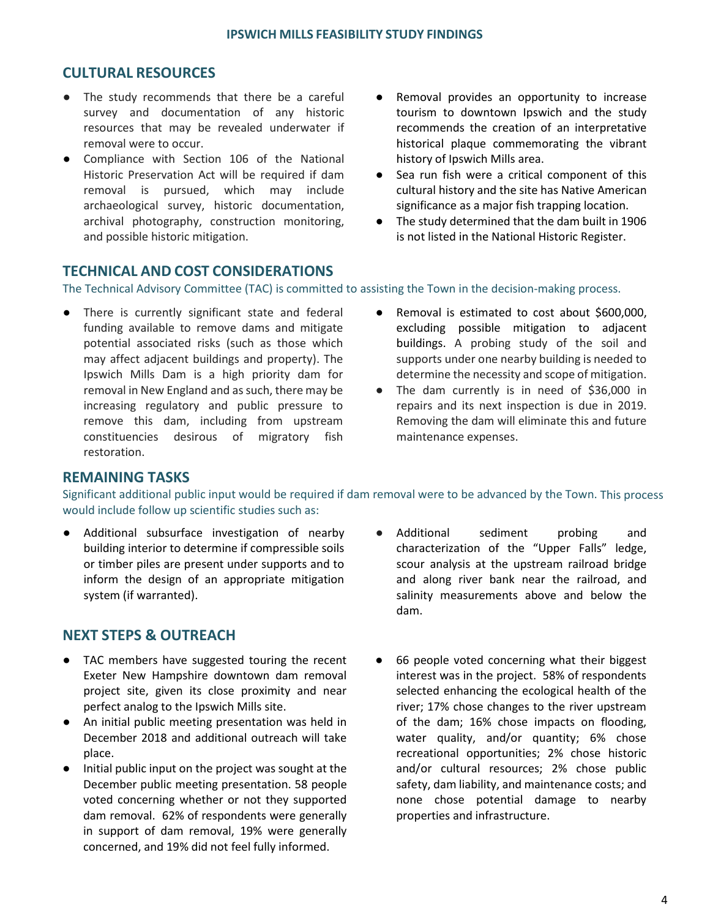# IPSWICH MILLS FEASIBILITY STUDY FINDINGS

## CULTURAL RESOURCES

- The study recommends that there be a careful survey and documentation of any historic resources that may be revealed underwater if removal were to occur.
- Compliance with Section 106 of the National Historic Preservation Act will be required if dam removal is pursued, which may include archaeological survey, historic documentation, archival photography, construction monitoring, and possible historic mitigation.
- Removal provides an opportunity to increase tourism to downtown Ipswich and the study recommends the creation of an interpretative historical plaque commemorating the vibrant history of Ipswich Mills area.
- Sea run fish were a critical component of this cultural history and the site has Native American significance as a major fish trapping location.
- The study determined that the dam built in 1906 is not listed in the National Historic Register.

## TECHNICAL AND COST CONSIDERATIONS

The Technical Advisory Committee (TAC) is committed to assisting the Town in the decision-making process.

- There is currently significant state and federal funding available to remove dams and mitigate potential associated risks (such as those which may affect adjacent buildings and property). The Ipswich Mills Dam is a high priority dam for removal in New England and as such, there may be increasing regulatory and public pressure to remove this dam, including from upstream constituencies desirous of migratory fish restoration.
- Removal is estimated to cost about $600,000, excluding possible mitigation to adjacent buildings. A probing study of the soil and supports under one nearby building is needed to determine the necessity and scope of mitigation.
- The dam currently is in need of $36,000 in repairs and its next inspection is due in 2019. Removing the dam will eliminate this and future maintenance expenses.

## REMAINING TASKS

Significant additional public input would be required if dam removal were to be advanced by the Town. This process would include follow up scientific studies such as:

- Additional subsurface investigation of nearby building interior to determine if compressible soils or timber piles are present under supports and to inform the design of an appropriate mitigation system (if warranted).
- Additional sediment probing and characterization of the "Upper Falls" ledge, scour analysis at the upstream railroad bridge and along river bank near the railroad, and salinity measurements above and below the dam.

## NEXT STEPS & OUTREACH

- TAC members have suggested touring the recent Exeter New Hampshire downtown dam removal project site, given its close proximity and near perfect analog to the Ipswich Mills site.
- An initial public meeting presentation was held in December 2018 and additional outreach will take place.
- Initial public input on the project was sought at the December public meeting presentation. 58 people voted concerning whether or not they supported dam removal. 62% of respondents were generally in support of dam removal, 19% were generally concerned, and 19% did not feel fully informed.
- 66 people voted concerning what their biggest interest was in the project. 58% of respondents selected enhancing the ecological health of the river; 17% chose changes to the river upstream of the dam; 16% chose impacts on flooding, water quality, and/or quantity; 6% chose recreational opportunities; 2% chose historic and/or cultural resources; 2% chose public safety, dam liability, and maintenance costs; and none chose potential damage to nearby properties and infrastructure.